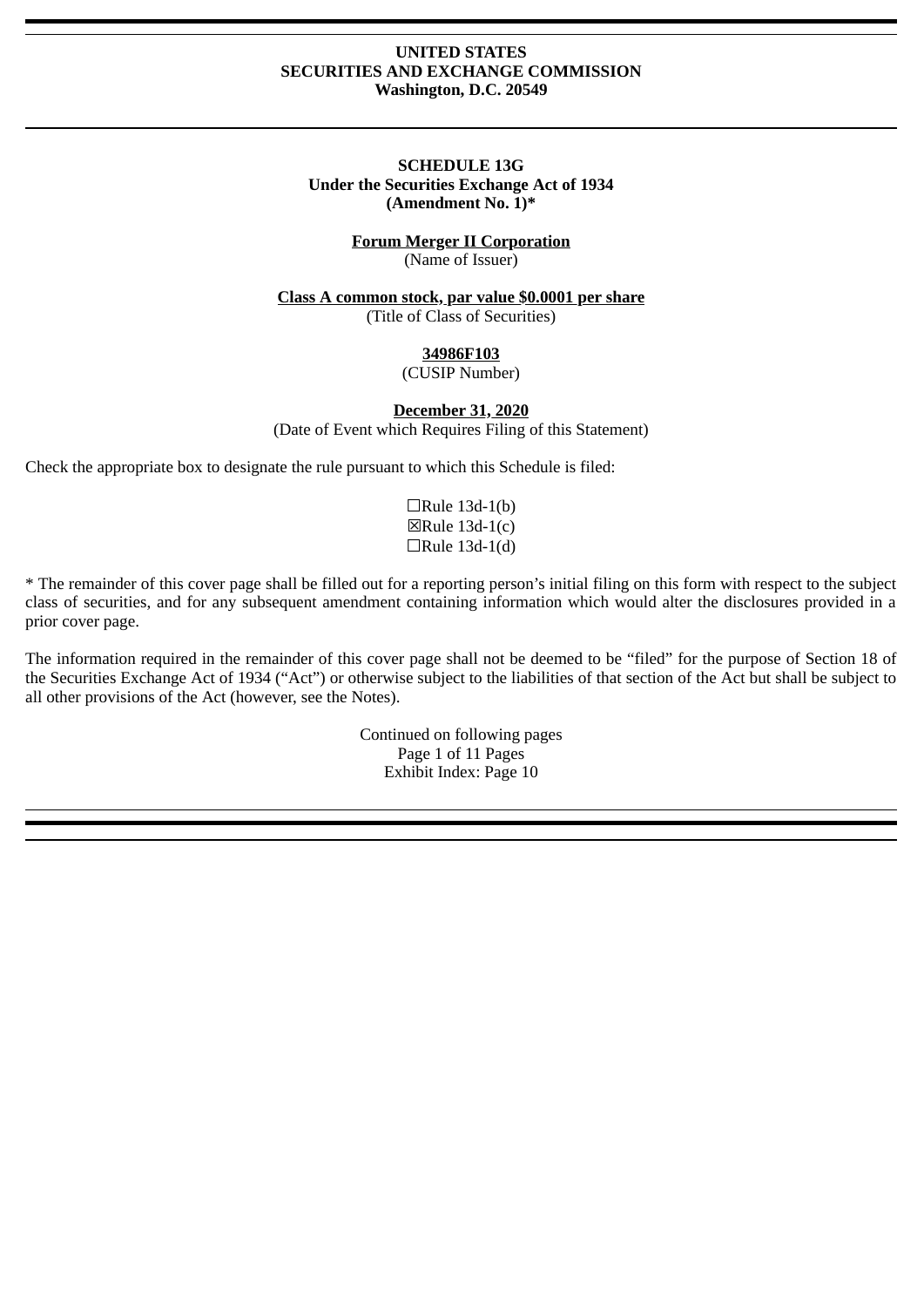**UNITED STATES**
**SECURITIES AND EXCHANGE COMMISSION**
**Washington, D.C. 20549**

---

**SCHEDULE 13G**
**Under the Securities Exchange Act of 1934**
**(Amendment No. 1)***

**Forum Merger II Corporation**
(Name of Issuer)

**Class A common stock, par value $0.0001 per share**
(Title of Class of Securities)

**34986F103**
(CUSIP Number)

**December 31, 2020**
(Date of Event which Requires Filing of this Statement)

Check the appropriate box to designate the rule pursuant to which this Schedule is filed:

☐Rule 13d-1(b)
☒Rule 13d-1(c)
☐Rule 13d-1(d)

* The remainder of this cover page shall be filled out for a reporting person's initial filing on this form with respect to the subject class of securities, and for any subsequent amendment containing information which would alter the disclosures provided in a prior cover page.

The information required in the remainder of this cover page shall not be deemed to be "filed" for the purpose of Section 18 of the Securities Exchange Act of 1934 ("Act") or otherwise subject to the liabilities of that section of the Act but shall be subject to all other provisions of the Act (however, see the Notes).

Continued on following pages
Page 1 of 11 Pages
Exhibit Index: Page 10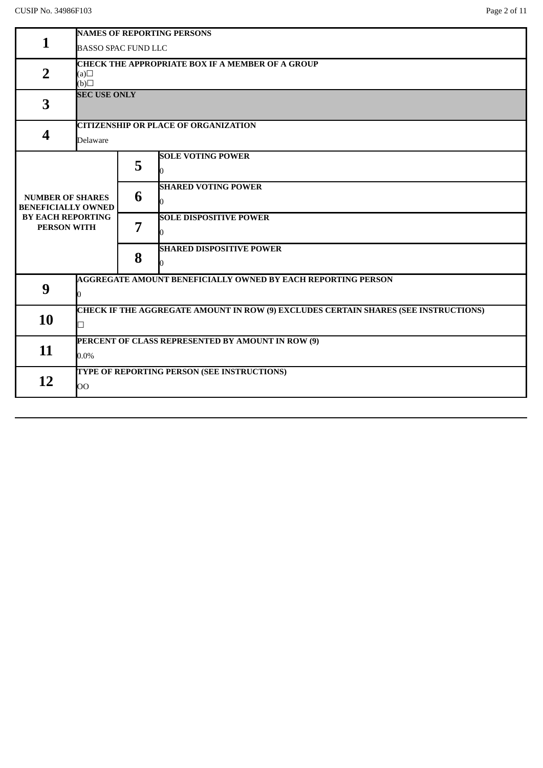CUSIP No. 34986F103

| | | | |
|---|---|---|---|
| **1** | **NAMES OF REPORTING PERSONS**<br>BASSO SPAC FUND LLC | | |
| **2** | **CHECK THE APPROPRIATE BOX IF A MEMBER OF A GROUP**<br>(a)☐<br>(b)☐ | | |
| **3** | **SEC USE ONLY** | | |
| **4** | **CITIZENSHIP OR PLACE OF ORGANIZATION**<br>Delaware | | |
| **NUMBER OF SHARES BENEFICIALLY OWNED BY EACH REPORTING PERSON WITH** | | **5** | **SOLE VOTING POWER**<br>0 |
| | | **6** | **SHARED VOTING POWER**<br>0 |
| | | **7** | **SOLE DISPOSITIVE POWER**<br>0 |
| | | **8** | **SHARED DISPOSITIVE POWER**<br>0 |
| **9** | **AGGREGATE AMOUNT BENEFICIALLY OWNED BY EACH REPORTING PERSON**<br>0 | | |
| **10** | **CHECK IF THE AGGREGATE AMOUNT IN ROW (9) EXCLUDES CERTAIN SHARES (SEE INSTRUCTIONS)**<br>☐ | | |
| **11** | **PERCENT OF CLASS REPRESENTED BY AMOUNT IN ROW (9)**<br>0.0% | | |
| **12** | **TYPE OF REPORTING PERSON (SEE INSTRUCTIONS)**<br>OO | | |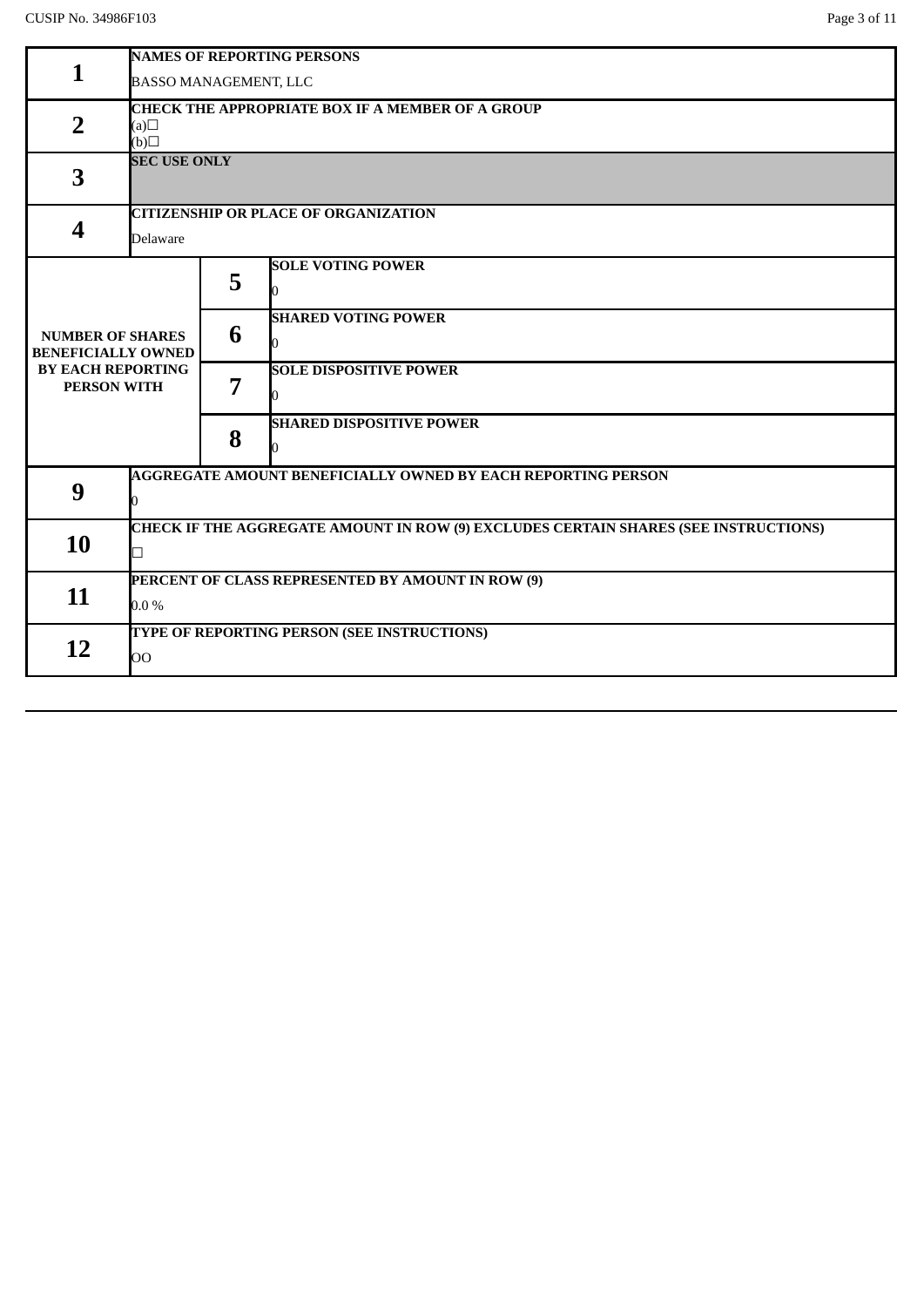CUSIP No. 34986F103

| | | | |
|---|---|---|---|
| **1** | **NAMES OF REPORTING PERSONS**<br>BASSO MANAGEMENT, LLC | | |
| **2** | **CHECK THE APPROPRIATE BOX IF A MEMBER OF A GROUP**<br>(a)☐<br>(b)☐ | | |
| **3** | **SEC USE ONLY** | | |
| **4** | **CITIZENSHIP OR PLACE OF ORGANIZATION**<br>Delaware | | |
| **NUMBER OF SHARES BENEFICIALLY OWNED BY EACH REPORTING PERSON WITH** | | **5** | **SOLE VOTING POWER**<br>0 |
| | | **6** | **SHARED VOTING POWER**<br>0 |
| | | **7** | **SOLE DISPOSITIVE POWER**<br>0 |
| | | **8** | **SHARED DISPOSITIVE POWER**<br>0 |
| **9** | **AGGREGATE AMOUNT BENEFICIALLY OWNED BY EACH REPORTING PERSON**<br>0 | | |
| **10** | **CHECK IF THE AGGREGATE AMOUNT IN ROW (9) EXCLUDES CERTAIN SHARES (SEE INSTRUCTIONS)**<br>☐ | | |
| **11** | **PERCENT OF CLASS REPRESENTED BY AMOUNT IN ROW (9)**<br>0.0 % | | |
| **12** | **TYPE OF REPORTING PERSON (SEE INSTRUCTIONS)**<br>OO | | |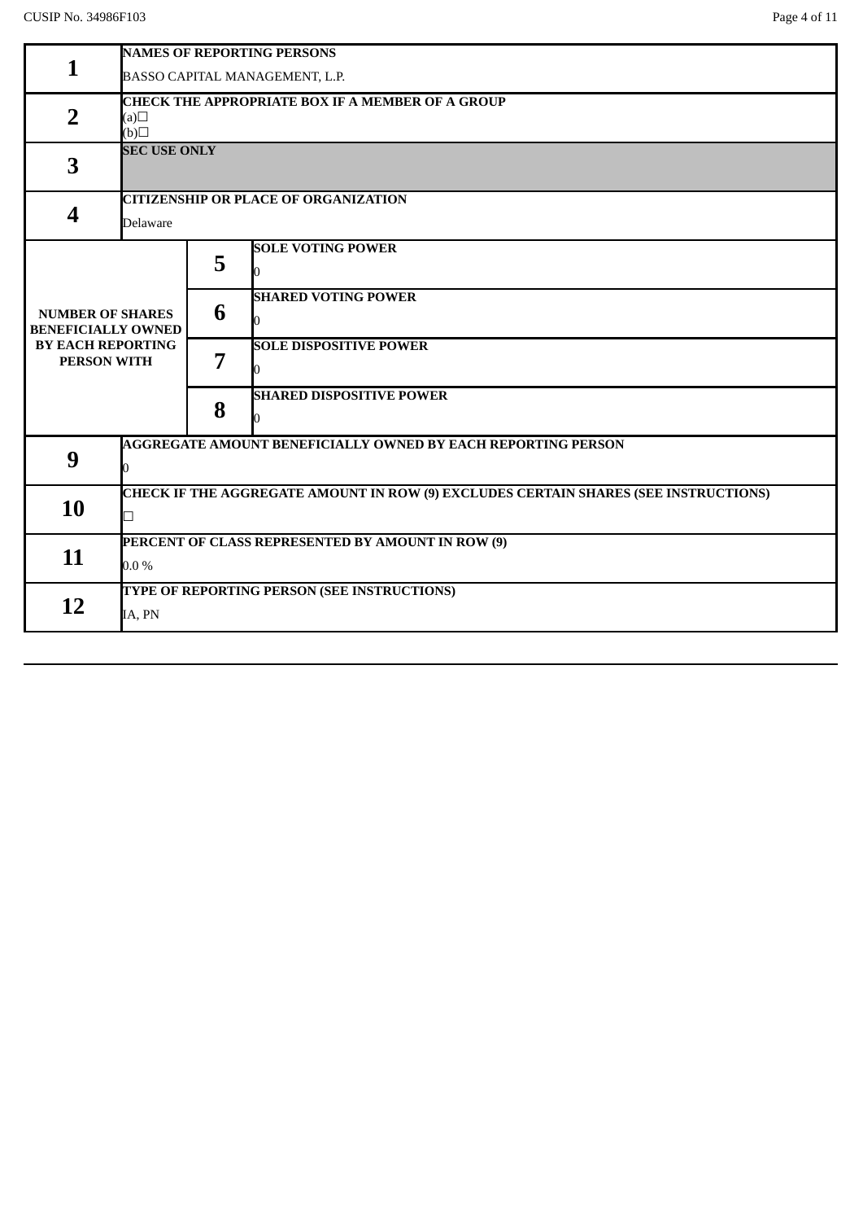| | | | |
|---|---|---|---|
| **1** | **NAMES OF REPORTING PERSONS**<br>BASSO CAPITAL MANAGEMENT, L.P. | | |
| **2** | **CHECK THE APPROPRIATE BOX IF A MEMBER OF A GROUP**<br>(a)☐<br>(b)☐ | | |
| **3** | **SEC USE ONLY** | | |
| **4** | **CITIZENSHIP OR PLACE OF ORGANIZATION**<br>Delaware | | |
| **NUMBER OF SHARES BENEFICIALLY OWNED BY EACH REPORTING PERSON WITH** | | **5** | **SOLE VOTING POWER**<br>0 |
| | | **6** | **SHARED VOTING POWER**<br>0 |
| | | **7** | **SOLE DISPOSITIVE POWER**<br>0 |
| | | **8** | **SHARED DISPOSITIVE POWER**<br>0 |
| **9** | **AGGREGATE AMOUNT BENEFICIALLY OWNED BY EACH REPORTING PERSON**<br>0 | | |
| **10** | **CHECK IF THE AGGREGATE AMOUNT IN ROW (9) EXCLUDES CERTAIN SHARES (SEE INSTRUCTIONS)**<br>☐ | | |
| **11** | **PERCENT OF CLASS REPRESENTED BY AMOUNT IN ROW (9)**<br>0.0 % | | |
| **12** | **TYPE OF REPORTING PERSON (SEE INSTRUCTIONS)**<br>IA, PN | | |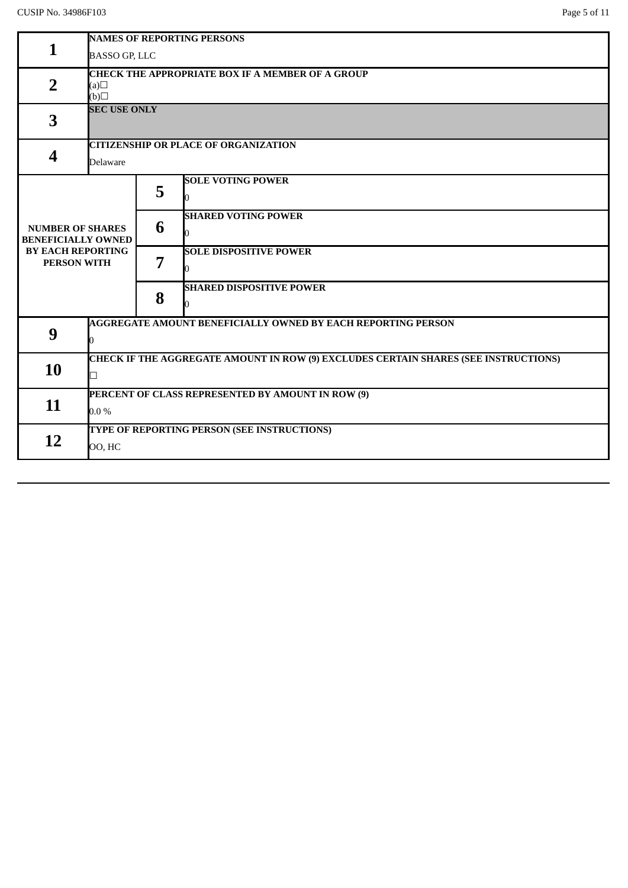CUSIP No. 34986F103

| | | | |
|---|---|---|---|
| **1** | **NAMES OF REPORTING PERSONS**<br>BASSO GP, LLC | | |
| **2** | **CHECK THE APPROPRIATE BOX IF A MEMBER OF A GROUP**<br>(a)☐<br>(b)☐ | | |
| **3** | **SEC USE ONLY** | | |
| **4** | **CITIZENSHIP OR PLACE OF ORGANIZATION**<br>Delaware | | |
| **NUMBER OF SHARES BENEFICIALLY OWNED BY EACH REPORTING PERSON WITH** | | **5** | **SOLE VOTING POWER**<br>0 |
| | | **6** | **SHARED VOTING POWER**<br>0 |
| | | **7** | **SOLE DISPOSITIVE POWER**<br>0 |
| | | **8** | **SHARED DISPOSITIVE POWER**<br>0 |
| **9** | **AGGREGATE AMOUNT BENEFICIALLY OWNED BY EACH REPORTING PERSON**<br>0 | | |
| **10** | **CHECK IF THE AGGREGATE AMOUNT IN ROW (9) EXCLUDES CERTAIN SHARES (SEE INSTRUCTIONS)**<br>☐ | | |
| **11** | **PERCENT OF CLASS REPRESENTED BY AMOUNT IN ROW (9)**<br>0.0 % | | |
| **12** | **TYPE OF REPORTING PERSON (SEE INSTRUCTIONS)**<br>OO, HC | | |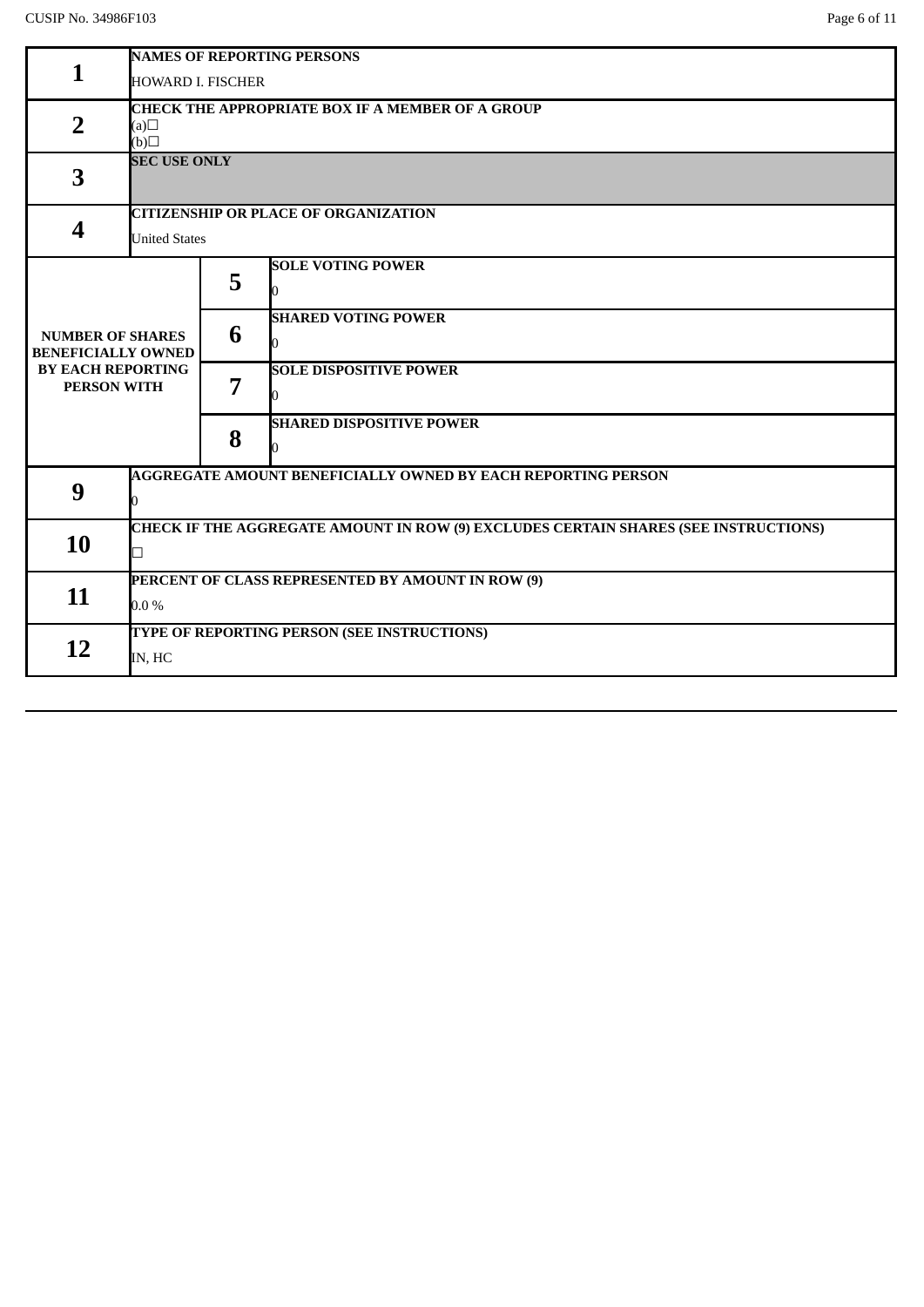CUSIP No. 34986F103

| | | | |
|---|---|---|---|
| **1** | **NAMES OF REPORTING PERSONS**<br>HOWARD I. FISCHER | | |
| **2** | **CHECK THE APPROPRIATE BOX IF A MEMBER OF A GROUP**<br>(a)☐<br>(b)☐ | | |
| **3** | **SEC USE ONLY** | | |
| **4** | **CITIZENSHIP OR PLACE OF ORGANIZATION**<br>United States | | |
| **NUMBER OF SHARES BENEFICIALLY OWNED BY EACH REPORTING PERSON WITH** | | **5** | **SOLE VOTING POWER**<br>0 |
| | | **6** | **SHARED VOTING POWER**<br>0 |
| | | **7** | **SOLE DISPOSITIVE POWER**<br>0 |
| | | **8** | **SHARED DISPOSITIVE POWER**<br>0 |
| **9** | **AGGREGATE AMOUNT BENEFICIALLY OWNED BY EACH REPORTING PERSON**<br>0 | | |
| **10** | **CHECK IF THE AGGREGATE AMOUNT IN ROW (9) EXCLUDES CERTAIN SHARES (SEE INSTRUCTIONS)**<br>☐ | | |
| **11** | **PERCENT OF CLASS REPRESENTED BY AMOUNT IN ROW (9)**<br>0.0 % | | |
| **12** | **TYPE OF REPORTING PERSON (SEE INSTRUCTIONS)**<br>IN, HC | | |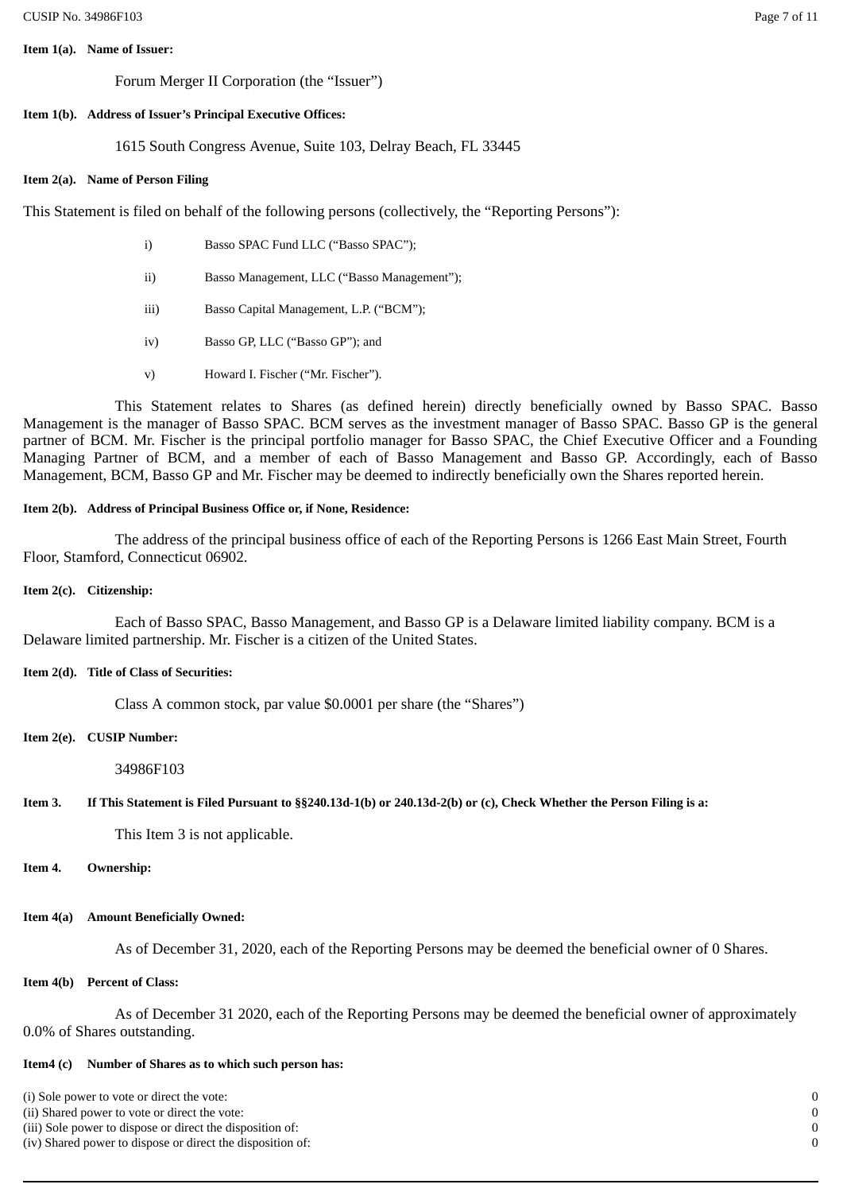**Item 1(a). Name of Issuer:**

Forum Merger II Corporation (the "Issuer")

**Item 1(b). Address of Issuer's Principal Executive Offices:**

1615 South Congress Avenue, Suite 103, Delray Beach, FL 33445

**Item 2(a). Name of Person Filing**

This Statement is filed on behalf of the following persons (collectively, the "Reporting Persons"):

- i) Basso SPAC Fund LLC ("Basso SPAC");
- ii) Basso Management, LLC ("Basso Management");
- iii) Basso Capital Management, L.P. ("BCM");
- iv) Basso GP, LLC ("Basso GP"); and
- v) Howard I. Fischer ("Mr. Fischer").

This Statement relates to Shares (as defined herein) directly beneficially owned by Basso SPAC. Basso Management is the manager of Basso SPAC. BCM serves as the investment manager of Basso SPAC. Basso GP is the general partner of BCM. Mr. Fischer is the principal portfolio manager for Basso SPAC, the Chief Executive Officer and a Founding Managing Partner of BCM, and a member of each of Basso Management and Basso GP. Accordingly, each of Basso Management, BCM, Basso GP and Mr. Fischer may be deemed to indirectly beneficially own the Shares reported herein.

**Item 2(b). Address of Principal Business Office or, if None, Residence:**

The address of the principal business office of each of the Reporting Persons is 1266 East Main Street, Fourth Floor, Stamford, Connecticut 06902.

**Item 2(c). Citizenship:**

Each of Basso SPAC, Basso Management, and Basso GP is a Delaware limited liability company. BCM is a Delaware limited partnership. Mr. Fischer is a citizen of the United States.

**Item 2(d). Title of Class of Securities:**

Class A common stock, par value $0.0001 per share (the "Shares")

**Item 2(e). CUSIP Number:**

34986F103

**Item 3. If This Statement is Filed Pursuant to §§240.13d-1(b) or 240.13d-2(b) or (c), Check Whether the Person Filing is a:**

This Item 3 is not applicable.

**Item 4. Ownership:**

**Item 4(a) Amount Beneficially Owned:**

As of December 31, 2020, each of the Reporting Persons may be deemed the beneficial owner of 0 Shares.

**Item 4(b) Percent of Class:**

As of December 31 2020, each of the Reporting Persons may be deemed the beneficial owner of approximately 0.0% of Shares outstanding.

**Item4 (c) Number of Shares as to which such person has:**

| | |
|---|---|
| (i) Sole power to vote or direct the vote: | 0 |
| (ii) Shared power to vote or direct the vote: | 0 |
| (iii) Sole power to dispose or direct the disposition of: | 0 |
| (iv) Shared power to dispose or direct the disposition of: | 0 |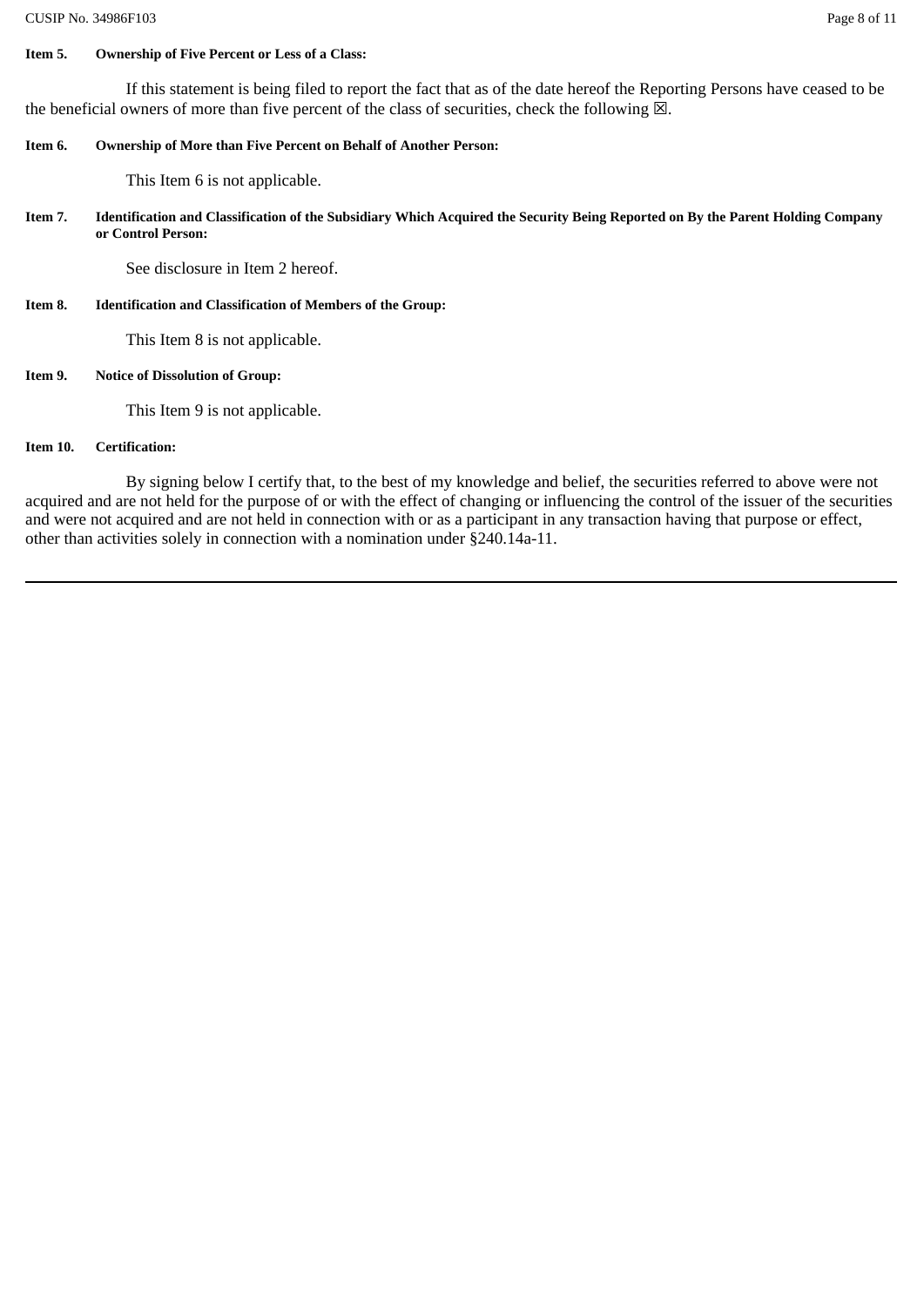**Item 5. Ownership of Five Percent or Less of a Class:**

If this statement is being filed to report the fact that as of the date hereof the Reporting Persons have ceased to be the beneficial owners of more than five percent of the class of securities, check the following ☒.

**Item 6. Ownership of More than Five Percent on Behalf of Another Person:**

This Item 6 is not applicable.

**Item 7. Identification and Classification of the Subsidiary Which Acquired the Security Being Reported on By the Parent Holding Company or Control Person:**

See disclosure in Item 2 hereof.

**Item 8. Identification and Classification of Members of the Group:**

This Item 8 is not applicable.

**Item 9. Notice of Dissolution of Group:**

This Item 9 is not applicable.

**Item 10. Certification:**

By signing below I certify that, to the best of my knowledge and belief, the securities referred to above were not acquired and are not held for the purpose of or with the effect of changing or influencing the control of the issuer of the securities and were not acquired and are not held in connection with or as a participant in any transaction having that purpose or effect, other than activities solely in connection with a nomination under §240.14a-11.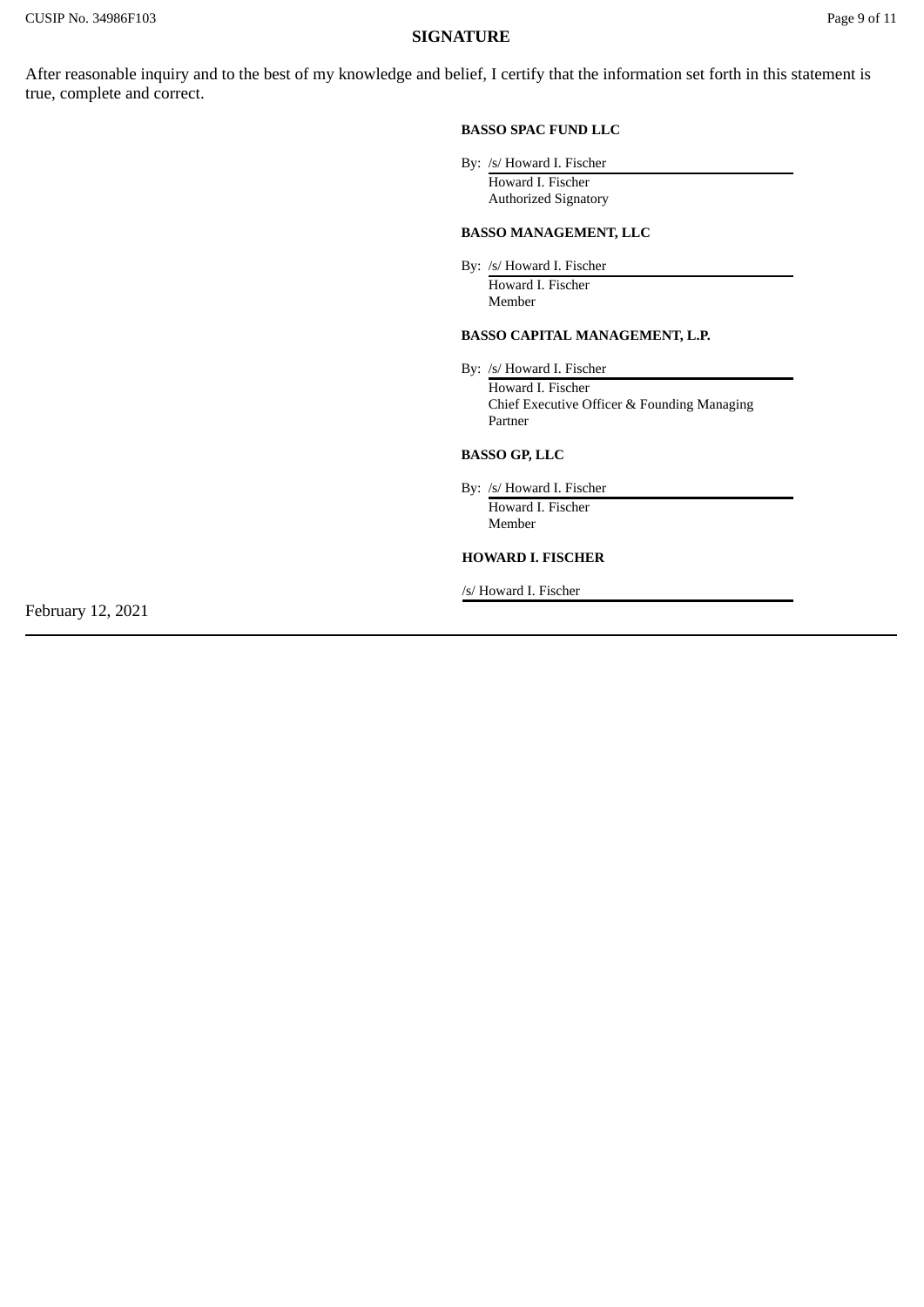## SIGNATURE

After reasonable inquiry and to the best of my knowledge and belief, I certify that the information set forth in this statement is true, complete and correct.

**BASSO SPAC FUND LLC**

By: /s/ Howard I. Fischer
Howard I. Fischer
Authorized Signatory

**BASSO MANAGEMENT, LLC**

By: /s/ Howard I. Fischer
Howard I. Fischer
Member

**BASSO CAPITAL MANAGEMENT, L.P.**

By: /s/ Howard I. Fischer
Howard I. Fischer
Chief Executive Officer & Founding Managing Partner

**BASSO GP, LLC**

By: /s/ Howard I. Fischer
Howard I. Fischer
Member

**HOWARD I. FISCHER**

/s/ Howard I. Fischer

February 12, 2021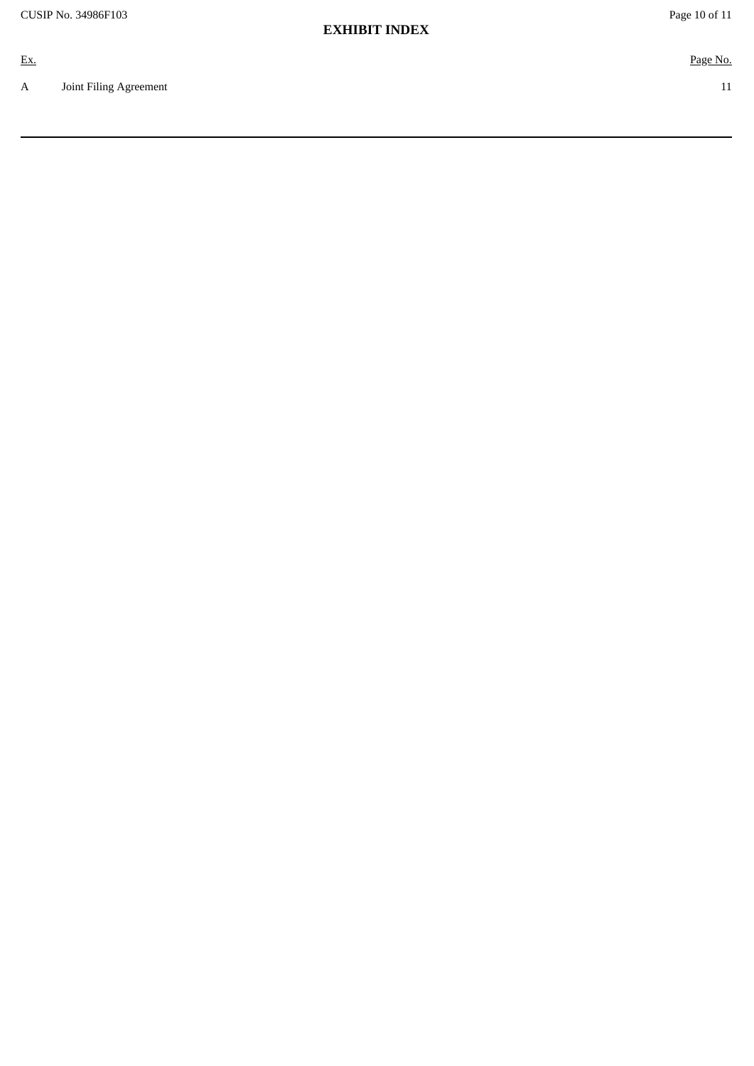**EXHIBIT INDEX**

| Ex. | | Page No. |
|---|---|---|
| A | Joint Filing Agreement | 11 |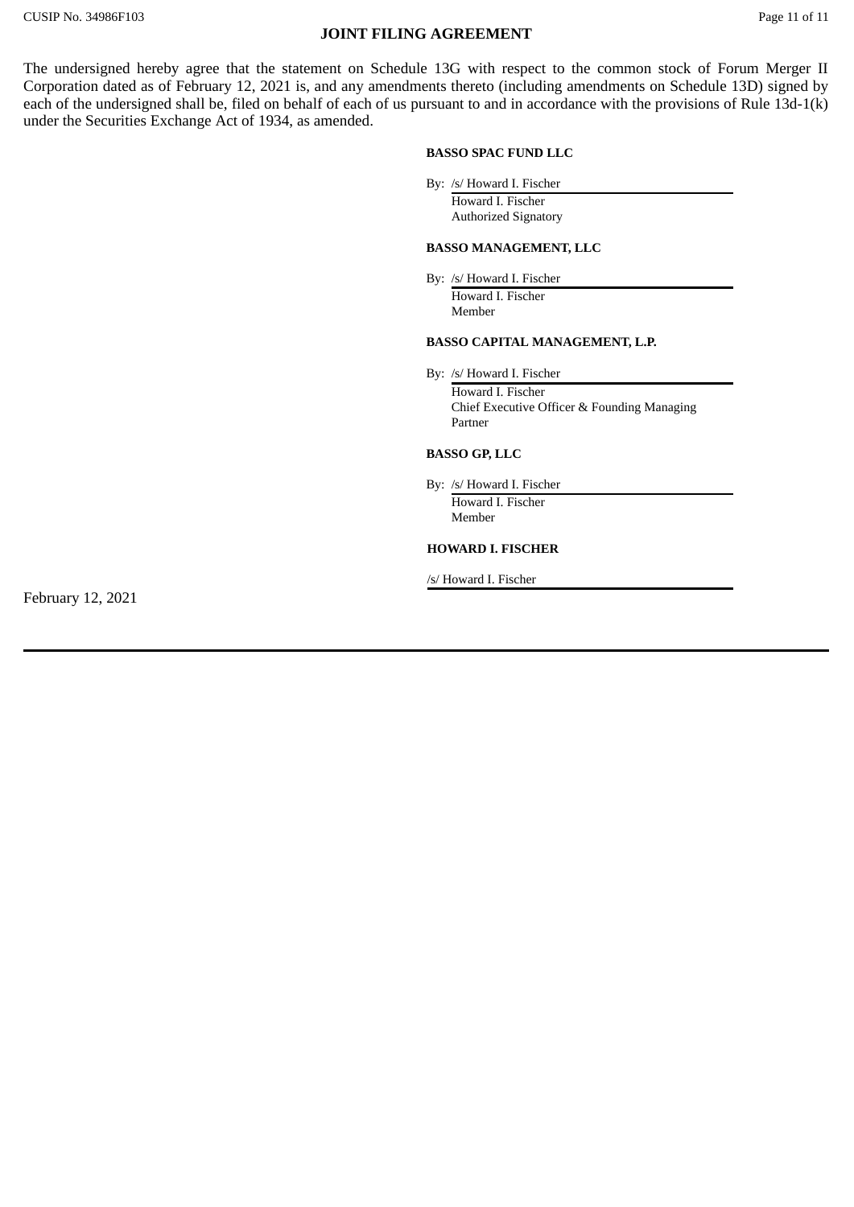## JOINT FILING AGREEMENT

The undersigned hereby agree that the statement on Schedule 13G with respect to the common stock of Forum Merger II Corporation dated as of February 12, 2021 is, and any amendments thereto (including amendments on Schedule 13D) signed by each of the undersigned shall be, filed on behalf of each of us pursuant to and in accordance with the provisions of Rule 13d-1(k) under the Securities Exchange Act of 1934, as amended.

**BASSO SPAC FUND LLC**

By: /s/ Howard I. Fischer
Howard I. Fischer
Authorized Signatory

**BASSO MANAGEMENT, LLC**

By: /s/ Howard I. Fischer
Howard I. Fischer
Member

**BASSO CAPITAL MANAGEMENT, L.P.**

By: /s/ Howard I. Fischer
Howard I. Fischer
Chief Executive Officer & Founding Managing Partner

**BASSO GP, LLC**

By: /s/ Howard I. Fischer
Howard I. Fischer
Member

**HOWARD I. FISCHER**

/s/ Howard I. Fischer

February 12, 2021